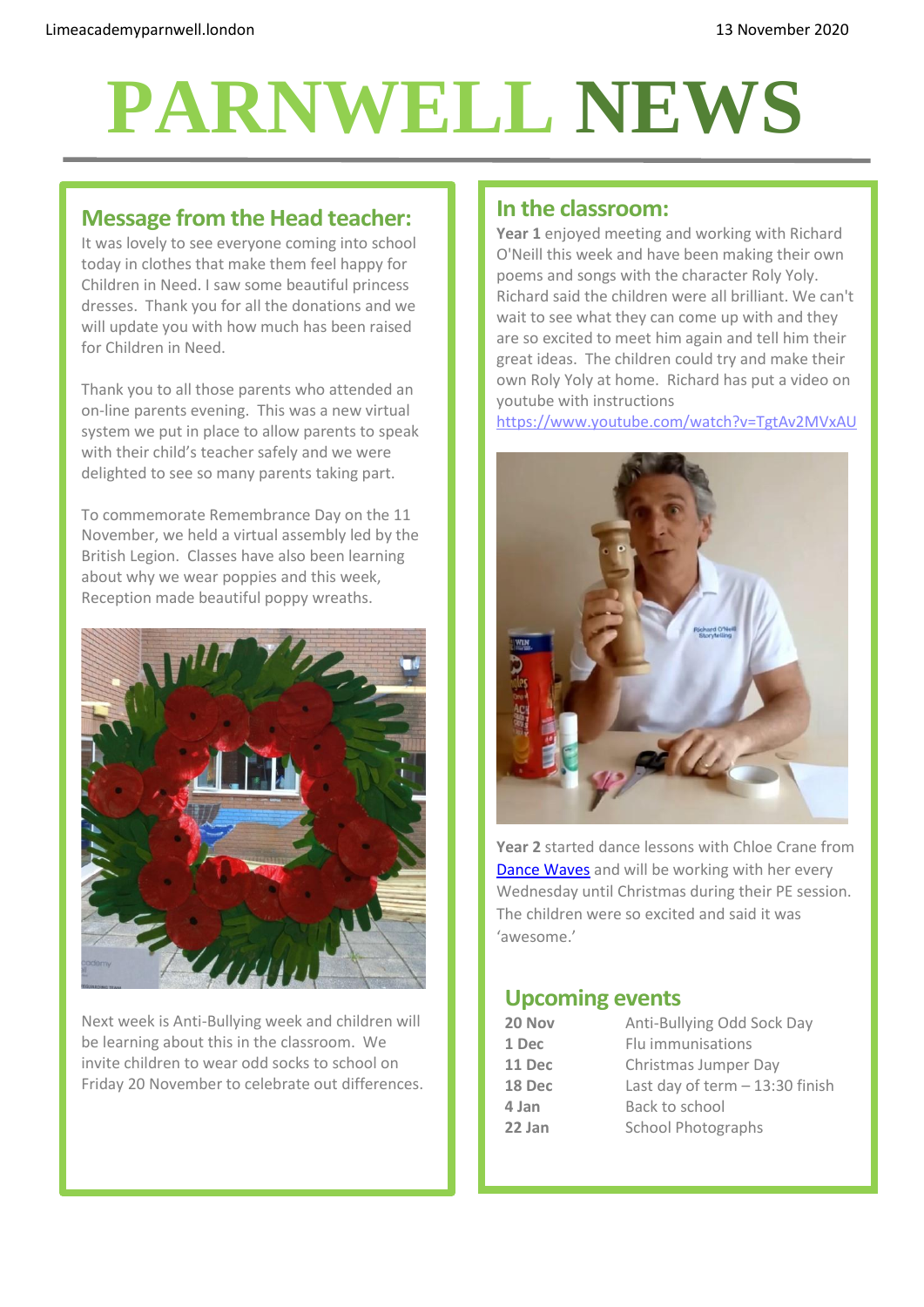Limeacademyparnwell.london

13 November 2020

# PARNWELL NEWS

## Message from the Head teacher:

It was lovely to see everyone coming into school today in clothes that make them feel happy for Children in Need. I saw some beautiful princess dresses. Thank you for all the donations and we will update you with how much has been raised for Children in Need.

Thank you to all those parents who attended an on-line parents evening. This was a new virtual system we put in place to allow parents to speak with their child's teacher safely and we were delighted to see so many parents taking part.

To commemorate Remembrance Day on the 11 November, we held a virtual assembly led by the British Legion. Classes have also been learning about why we wear poppies and this week, Reception made beautiful poppy wreaths.

Next week is Anti-Bullying week and children will be learning about this in the classroom. We invite children to wear odd socks to school on Friday 20 November to celebrate out differences.

## In the classroom:

**Year 1** enjoyed meeting and working with Richard O'Neill this week and have been making their own poems and songs with the character Roly Yoly. Richard said the children were all brilliant. We can't wait to see what they can come up with and they are so excited to meet him again and tell him their great ideas. The children could try and make their own Roly Yoly at home. Richard has put a video on youtube with instructions https://www.youtube.com/watch?v=TgtAv2MVxAU

**Year 2** started dance lessons with Chloe Crane from Dance Waves and will be working with her every Wednesday until Christmas during their PE session. The children were so excited and said it was 'awesome.'

## Upcoming events

| | |
|---|---|
| **20 Nov** | Anti-Bullying Odd Sock Day |
| **1 Dec** | Flu immunisations |
| **11 Dec** | Christmas Jumper Day |
| **18 Dec** | Last day of term – 13:30 finish |
| **4 Jan** | Back to school |
| **22 Jan** | School Photographs |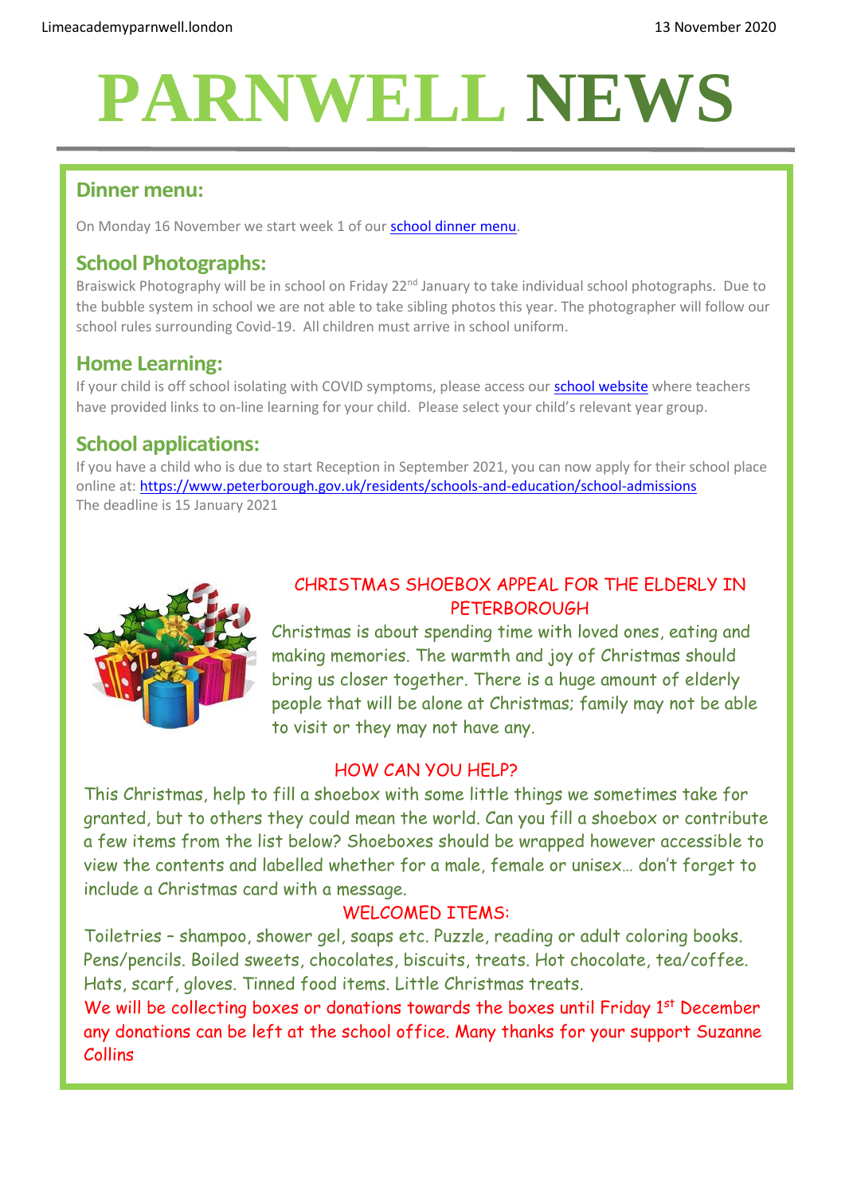# PARNWELL NEWS

## Dinner menu:

On Monday 16 November we start week 1 of our school dinner menu.

## School Photographs:

Braiswick Photography will be in school on Friday 22nd January to take individual school photographs. Due to the bubble system in school we are not able to take sibling photos this year. The photographer will follow our school rules surrounding Covid-19. All children must arrive in school uniform.

## Home Learning:

If your child is off school isolating with COVID symptoms, please access our school website where teachers have provided links to on-line learning for your child. Please select your child's relevant year group.

## School applications:

If you have a child who is due to start Reception in September 2021, you can now apply for their school place online at: https://www.peterborough.gov.uk/residents/schools-and-education/school-admissions
The deadline is 15 January 2021

### CHRISTMAS SHOEBOX APPEAL FOR THE ELDERLY IN PETERBOROUGH

Christmas is about spending time with loved ones, eating and making memories. The warmth and joy of Christmas should bring us closer together. There is a huge amount of elderly people that will be alone at Christmas; family may not be able to visit or they may not have any.

### HOW CAN YOU HELP?

This Christmas, help to fill a shoebox with some little things we sometimes take for granted, but to others they could mean the world. Can you fill a shoebox or contribute a few items from the list below? Shoeboxes should be wrapped however accessible to view the contents and labelled whether for a male, female or unisex… don't forget to include a Christmas card with a message.

### WELCOMED ITEMS:

Toiletries – shampoo, shower gel, soaps etc. Puzzle, reading or adult coloring books. Pens/pencils. Boiled sweets, chocolates, biscuits, treats. Hot chocolate, tea/coffee. Hats, scarf, gloves. Tinned food items. Little Christmas treats.

We will be collecting boxes or donations towards the boxes until Friday 1st December any donations can be left at the school office. Many thanks for your support Suzanne Collins